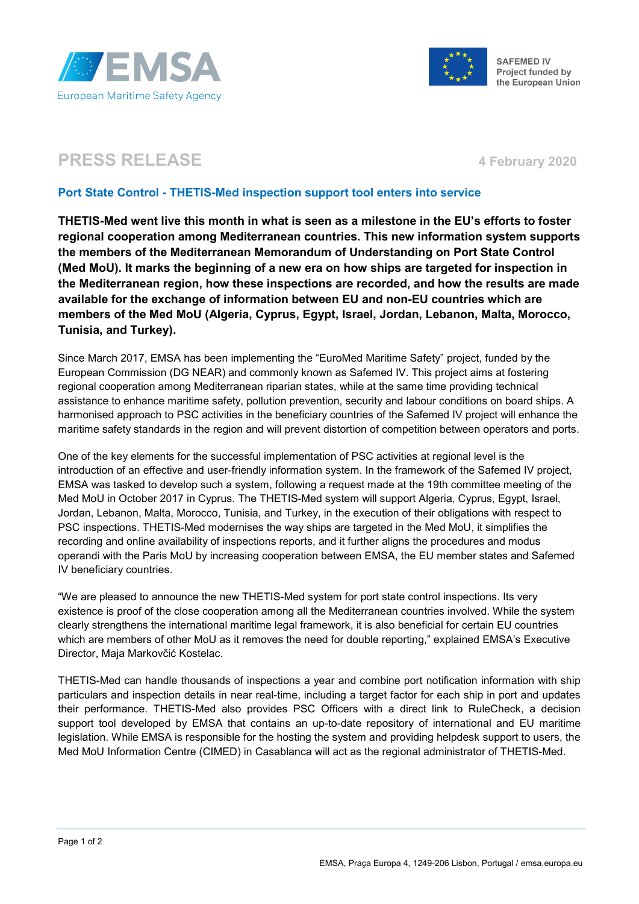European Maritime Safety Agency

SAFEMED IV
Project funded by the European Union

# PRESS RELEASE

4 February 2020

## Port State Control - THETIS-Med inspection support tool enters into service

**THETIS-Med went live this month in what is seen as a milestone in the EU's efforts to foster regional cooperation among Mediterranean countries. This new information system supports the members of the Mediterranean Memorandum of Understanding on Port State Control (Med MoU). It marks the beginning of a new era on how ships are targeted for inspection in the Mediterranean region, how these inspections are recorded, and how the results are made available for the exchange of information between EU and non-EU countries which are members of the Med MoU (Algeria, Cyprus, Egypt, Israel, Jordan, Lebanon, Malta, Morocco, Tunisia, and Turkey).**

Since March 2017, EMSA has been implementing the "EuroMed Maritime Safety" project, funded by the European Commission (DG NEAR) and commonly known as Safemed IV. This project aims at fostering regional cooperation among Mediterranean riparian states, while at the same time providing technical assistance to enhance maritime safety, pollution prevention, security and labour conditions on board ships. A harmonised approach to PSC activities in the beneficiary countries of the Safemed IV project will enhance the maritime safety standards in the region and will prevent distortion of competition between operators and ports.

One of the key elements for the successful implementation of PSC activities at regional level is the introduction of an effective and user-friendly information system. In the framework of the Safemed IV project, EMSA was tasked to develop such a system, following a request made at the 19th committee meeting of the Med MoU in October 2017 in Cyprus. The THETIS-Med system will support Algeria, Cyprus, Egypt, Israel, Jordan, Lebanon, Malta, Morocco, Tunisia, and Turkey, in the execution of their obligations with respect to PSC inspections. THETIS-Med modernises the way ships are targeted in the Med MoU, it simplifies the recording and online availability of inspections reports, and it further aligns the procedures and modus operandi with the Paris MoU by increasing cooperation between EMSA, the EU member states and Safemed IV beneficiary countries.

"We are pleased to announce the new THETIS-Med system for port state control inspections. Its very existence is proof of the close cooperation among all the Mediterranean countries involved. While the system clearly strengthens the international maritime legal framework, it is also beneficial for certain EU countries which are members of other MoU as it removes the need for double reporting," explained EMSA's Executive Director, Maja Markovčić Kostelac.

THETIS-Med can handle thousands of inspections a year and combine port notification information with ship particulars and inspection details in near real-time, including a target factor for each ship in port and updates their performance. THETIS-Med also provides PSC Officers with a direct link to RuleCheck, a decision support tool developed by EMSA that contains an up-to-date repository of international and EU maritime legislation. While EMSA is responsible for the hosting the system and providing helpdesk support to users, the Med MoU Information Centre (CIMED) in Casablanca will act as the regional administrator of THETIS-Med.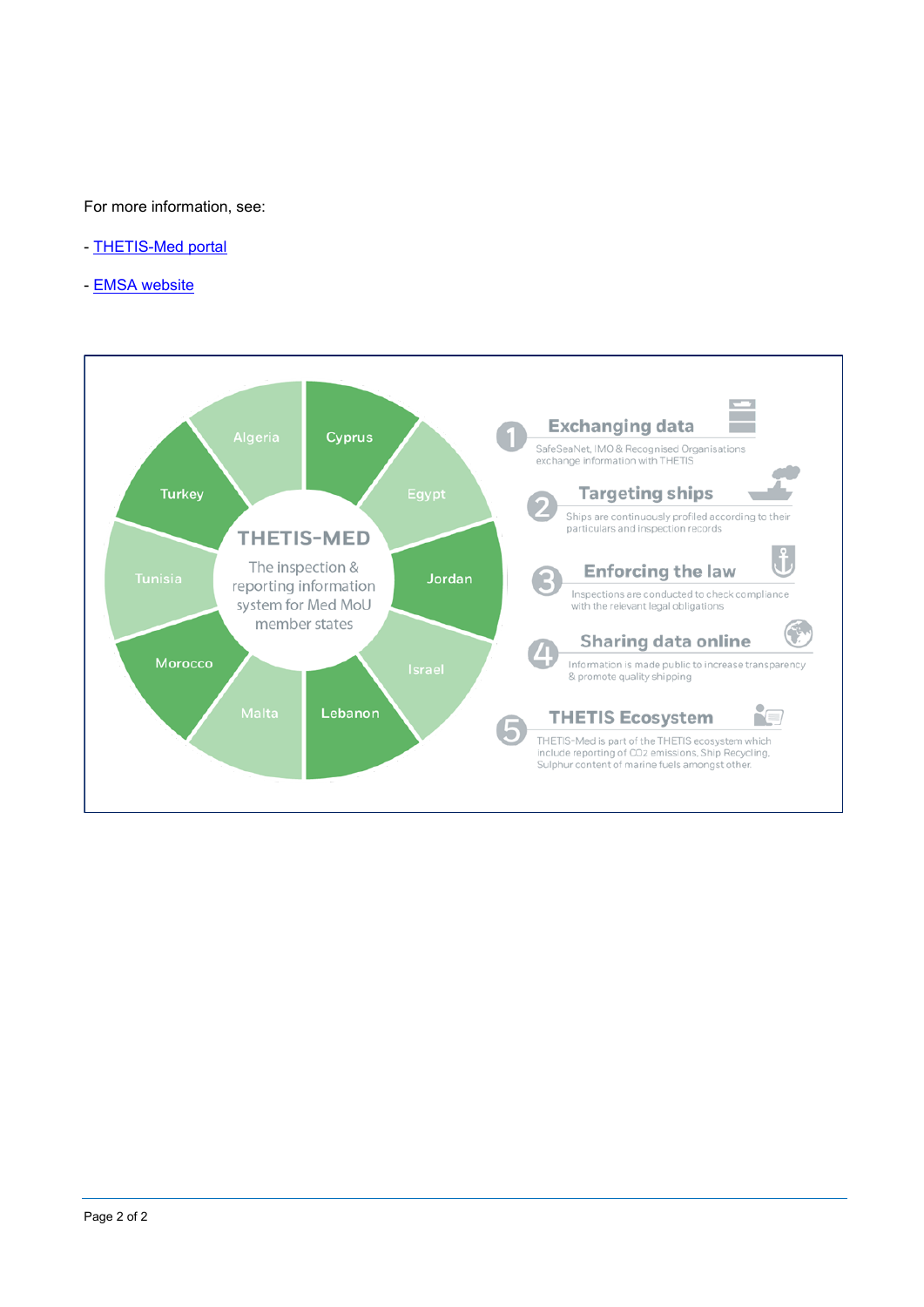For more information, see:

- THETIS-Med portal

- EMSA website

Algeria
Cyprus
Turkey
Egypt
THETIS-MED
The inspection & reporting information system for Med MoU member states
Tunisia
Jordan
Morocco
Israel
Malta
Lebanon

1 Exchanging data
SafeSeaNet, IMO & Recognised Organisations exchange information with THETIS

2 Targeting ships
Ships are continuously profiled according to their particulars and inspection records

3 Enforcing the law
Inspections are conducted to check compliance with the relevant legal obligations

4 Sharing data online
Information is made public to increase transparency & promote quality shipping

5 THETIS Ecosystem
THETIS-Med is part of the THETIS ecosystem which include reporting of $CO_2$ emissions, Ship Recycling, Sulphur content of marine fuels amongst other.